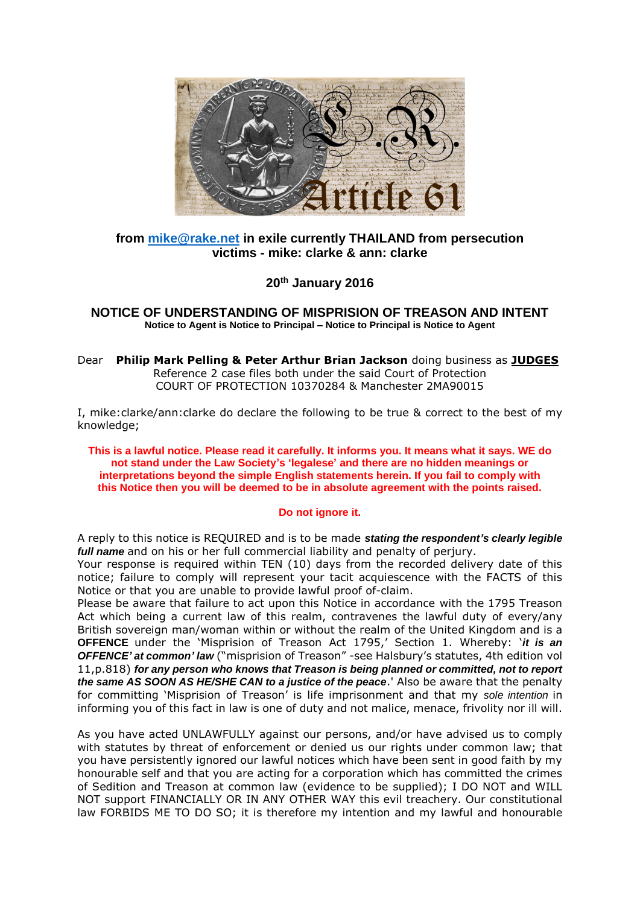**from mike@rake.net in exile currently THAILAND from persecution victims - mike: clarke & ann: clarke**

**20th January 2016**

## NOTICE OF UNDERSTANDING OF MISPRISION OF TREASON AND INTENT

**Notice to Agent is Notice to Principal – Notice to Principal is Notice to Agent**

Dear **Philip Mark Pelling & Peter Arthur Brian Jackson** doing business as **JUDGES**
Reference 2 case files both under the said Court of Protection
COURT OF PROTECTION 10370284 & Manchester 2MA90015

I, mike:clarke/ann:clarke do declare the following to be true & correct to the best of my knowledge;

**This is a lawful notice. Please read it carefully. It informs you. It means what it says. WE do not stand under the Law Society's 'legalese' and there are no hidden meanings or interpretations beyond the simple English statements herein. If you fail to comply with this Notice then you will be deemed to be in absolute agreement with the points raised.**

**Do not ignore it.**

A reply to this notice is REQUIRED and is to be made ***stating the respondent's clearly legible full name*** and on his or her full commercial liability and penalty of perjury.
Your response is required within TEN (10) days from the recorded delivery date of this notice; failure to comply will represent your tacit acquiescence with the FACTS of this Notice or that you are unable to provide lawful proof of-claim.
Please be aware that failure to act upon this Notice in accordance with the 1795 Treason Act which being a current law of this realm, contravenes the lawful duty of every/any British sovereign man/woman within or without the realm of the United Kingdom and is a **OFFENCE** under the 'Misprision of Treason Act 1795,' Section 1. Whereby: '***it is an OFFENCE' at common' law*** ("misprision of Treason" -see Halsbury's statutes, 4th edition vol 11,p.818) ***for any person who knows that Treason is being planned or committed, not to report the same AS SOON AS HE/SHE CAN to a justice of the peace***.' Also be aware that the penalty for committing 'Misprision of Treason' is life imprisonment and that my *sole intention* in informing you of this fact in law is one of duty and not malice, menace, frivolity nor ill will.

As you have acted UNLAWFULLY against our persons, and/or have advised us to comply with statutes by threat of enforcement or denied us our rights under common law; that you have persistently ignored our lawful notices which have been sent in good faith by my honourable self and that you are acting for a corporation which has committed the crimes of Sedition and Treason at common law (evidence to be supplied); I DO NOT and WILL NOT support FINANCIALLY OR IN ANY OTHER WAY this evil treachery. Our constitutional law FORBIDS ME TO DO SO; it is therefore my intention and my lawful and honourable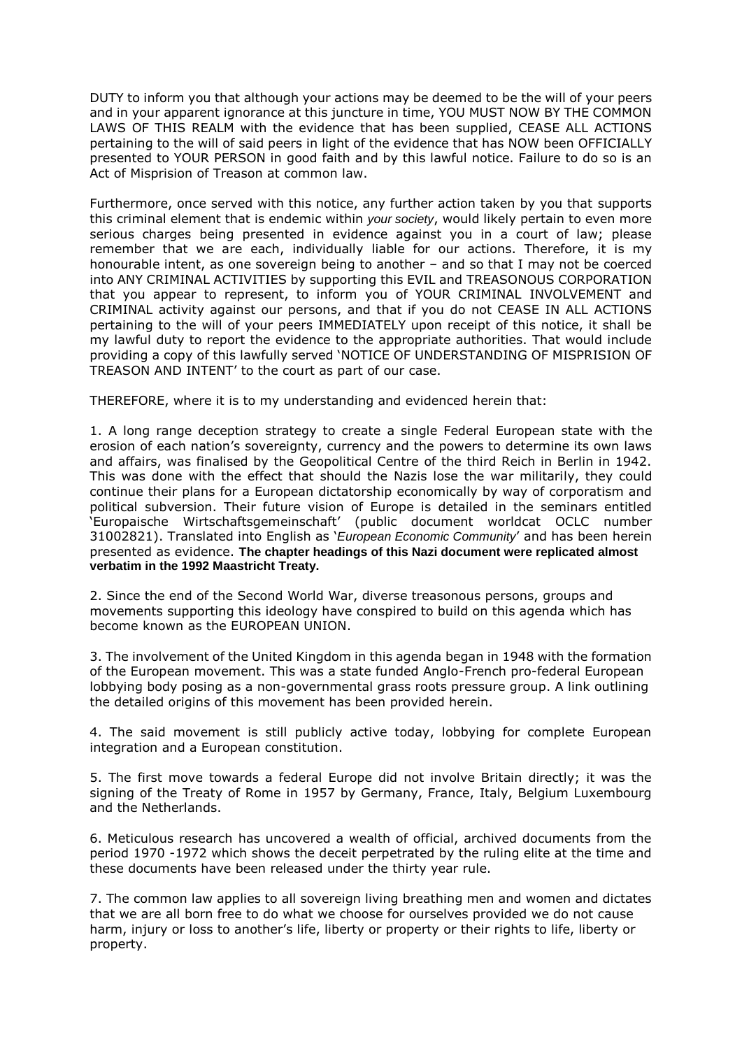DUTY to inform you that although your actions may be deemed to be the will of your peers and in your apparent ignorance at this juncture in time, YOU MUST NOW BY THE COMMON LAWS OF THIS REALM with the evidence that has been supplied, CEASE ALL ACTIONS pertaining to the will of said peers in light of the evidence that has NOW been OFFICIALLY presented to YOUR PERSON in good faith and by this lawful notice. Failure to do so is an Act of Misprision of Treason at common law.

Furthermore, once served with this notice, any further action taken by you that supports this criminal element that is endemic within *your society*, would likely pertain to even more serious charges being presented in evidence against you in a court of law; please remember that we are each, individually liable for our actions. Therefore, it is my honourable intent, as one sovereign being to another – and so that I may not be coerced into ANY CRIMINAL ACTIVITIES by supporting this EVIL and TREASONOUS CORPORATION that you appear to represent, to inform you of YOUR CRIMINAL INVOLVEMENT and CRIMINAL activity against our persons, and that if you do not CEASE IN ALL ACTIONS pertaining to the will of your peers IMMEDIATELY upon receipt of this notice, it shall be my lawful duty to report the evidence to the appropriate authorities. That would include providing a copy of this lawfully served 'NOTICE OF UNDERSTANDING OF MISPRISION OF TREASON AND INTENT' to the court as part of our case.

THEREFORE, where it is to my understanding and evidenced herein that:

1. A long range deception strategy to create a single Federal European state with the erosion of each nation's sovereignty, currency and the powers to determine its own laws and affairs, was finalised by the Geopolitical Centre of the third Reich in Berlin in 1942. This was done with the effect that should the Nazis lose the war militarily, they could continue their plans for a European dictatorship economically by way of corporatism and political subversion. Their future vision of Europe is detailed in the seminars entitled 'Europaische Wirtschaftsgemeinschaft' (public document worldcat OCLC number 31002821). Translated into English as '*European Economic Community*' and has been herein presented as evidence. **The chapter headings of this Nazi document were replicated almost verbatim in the 1992 Maastricht Treaty.**

2. Since the end of the Second World War, diverse treasonous persons, groups and movements supporting this ideology have conspired to build on this agenda which has become known as the EUROPEAN UNION.

3. The involvement of the United Kingdom in this agenda began in 1948 with the formation of the European movement. This was a state funded Anglo-French pro-federal European lobbying body posing as a non-governmental grass roots pressure group. A link outlining the detailed origins of this movement has been provided herein.

4. The said movement is still publicly active today, lobbying for complete European integration and a European constitution.

5. The first move towards a federal Europe did not involve Britain directly; it was the signing of the Treaty of Rome in 1957 by Germany, France, Italy, Belgium Luxembourg and the Netherlands.

6. Meticulous research has uncovered a wealth of official, archived documents from the period 1970 -1972 which shows the deceit perpetrated by the ruling elite at the time and these documents have been released under the thirty year rule.

7. The common law applies to all sovereign living breathing men and women and dictates that we are all born free to do what we choose for ourselves provided we do not cause harm, injury or loss to another's life, liberty or property or their rights to life, liberty or property.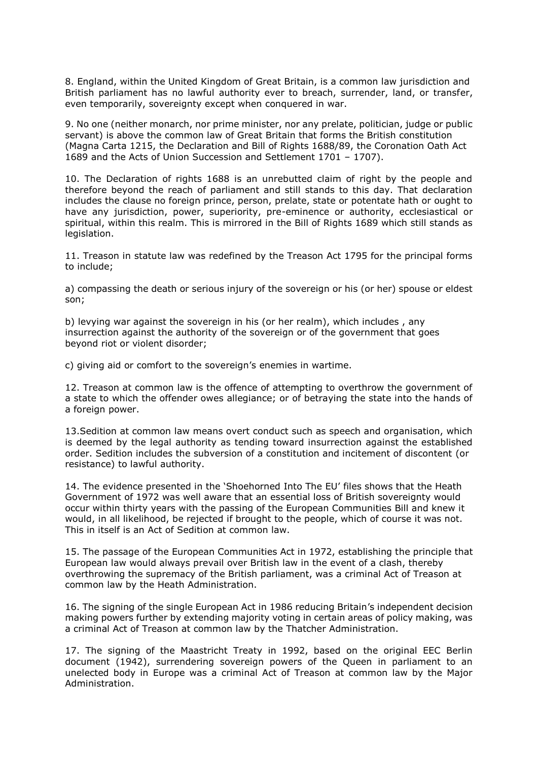8. England, within the United Kingdom of Great Britain, is a common law jurisdiction and British parliament has no lawful authority ever to breach, surrender, land, or transfer, even temporarily, sovereignty except when conquered in war.

9. No one (neither monarch, nor prime minister, nor any prelate, politician, judge or public servant) is above the common law of Great Britain that forms the British constitution (Magna Carta 1215, the Declaration and Bill of Rights 1688/89, the Coronation Oath Act 1689 and the Acts of Union Succession and Settlement 1701 – 1707).

10. The Declaration of rights 1688 is an unrebutted claim of right by the people and therefore beyond the reach of parliament and still stands to this day. That declaration includes the clause no foreign prince, person, prelate, state or potentate hath or ought to have any jurisdiction, power, superiority, pre-eminence or authority, ecclesiastical or spiritual, within this realm. This is mirrored in the Bill of Rights 1689 which still stands as legislation.

11. Treason in statute law was redefined by the Treason Act 1795 for the principal forms to include;

a) compassing the death or serious injury of the sovereign or his (or her) spouse or eldest son;

b) levying war against the sovereign in his (or her realm), which includes , any insurrection against the authority of the sovereign or of the government that goes beyond riot or violent disorder;

c) giving aid or comfort to the sovereign's enemies in wartime.

12. Treason at common law is the offence of attempting to overthrow the government of a state to which the offender owes allegiance; or of betraying the state into the hands of a foreign power.

13.Sedition at common law means overt conduct such as speech and organisation, which is deemed by the legal authority as tending toward insurrection against the established order. Sedition includes the subversion of a constitution and incitement of discontent (or resistance) to lawful authority.

14. The evidence presented in the 'Shoehorned Into The EU' files shows that the Heath Government of 1972 was well aware that an essential loss of British sovereignty would occur within thirty years with the passing of the European Communities Bill and knew it would, in all likelihood, be rejected if brought to the people, which of course it was not. This in itself is an Act of Sedition at common law.

15. The passage of the European Communities Act in 1972, establishing the principle that European law would always prevail over British law in the event of a clash, thereby overthrowing the supremacy of the British parliament, was a criminal Act of Treason at common law by the Heath Administration.

16. The signing of the single European Act in 1986 reducing Britain's independent decision making powers further by extending majority voting in certain areas of policy making, was a criminal Act of Treason at common law by the Thatcher Administration.

17. The signing of the Maastricht Treaty in 1992, based on the original EEC Berlin document (1942), surrendering sovereign powers of the Queen in parliament to an unelected body in Europe was a criminal Act of Treason at common law by the Major Administration.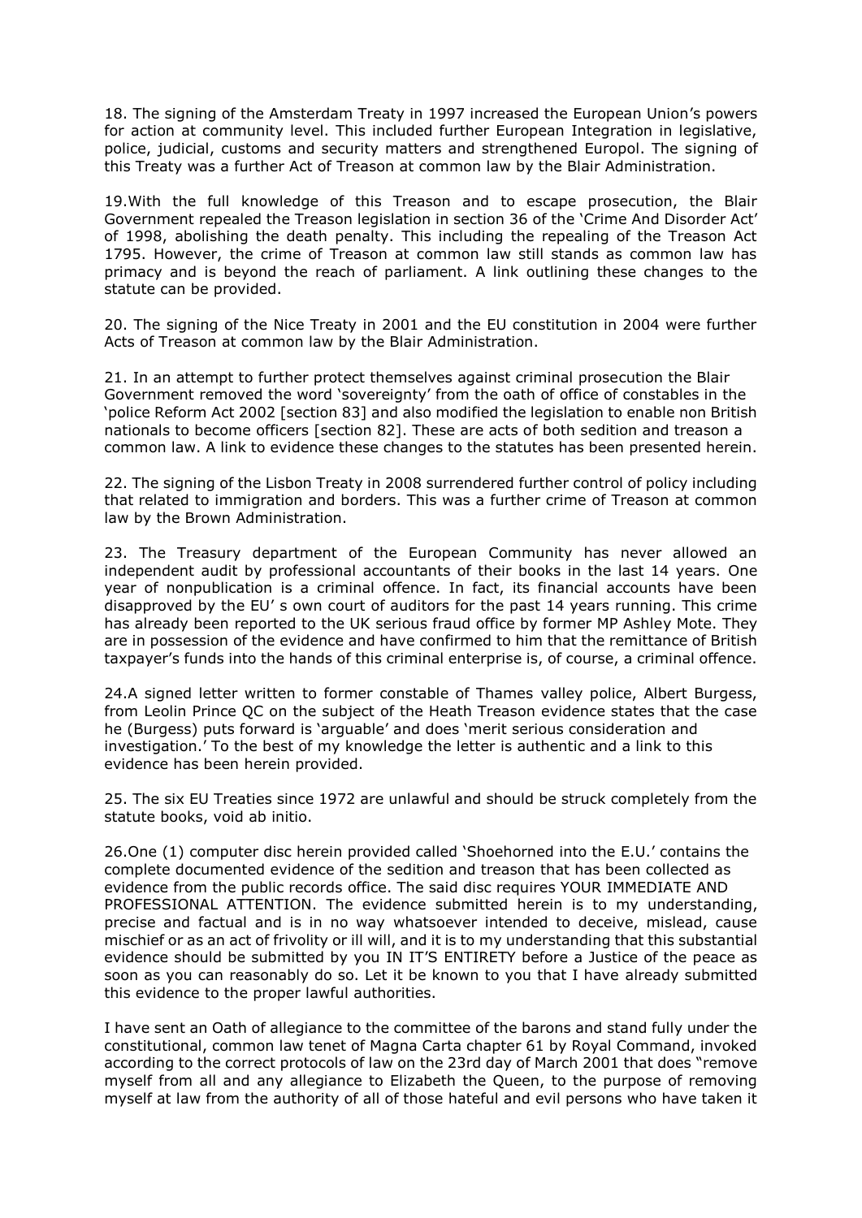18. The signing of the Amsterdam Treaty in 1997 increased the European Union's powers for action at community level. This included further European Integration in legislative, police, judicial, customs and security matters and strengthened Europol. The signing of this Treaty was a further Act of Treason at common law by the Blair Administration.

19.With the full knowledge of this Treason and to escape prosecution, the Blair Government repealed the Treason legislation in section 36 of the 'Crime And Disorder Act' of 1998, abolishing the death penalty. This including the repealing of the Treason Act 1795. However, the crime of Treason at common law still stands as common law has primacy and is beyond the reach of parliament. A link outlining these changes to the statute can be provided.

20. The signing of the Nice Treaty in 2001 and the EU constitution in 2004 were further Acts of Treason at common law by the Blair Administration.

21. In an attempt to further protect themselves against criminal prosecution the Blair Government removed the word 'sovereignty' from the oath of office of constables in the 'police Reform Act 2002 [section 83] and also modified the legislation to enable non British nationals to become officers [section 82]. These are acts of both sedition and treason a common law. A link to evidence these changes to the statutes has been presented herein.

22. The signing of the Lisbon Treaty in 2008 surrendered further control of policy including that related to immigration and borders. This was a further crime of Treason at common law by the Brown Administration.

23. The Treasury department of the European Community has never allowed an independent audit by professional accountants of their books in the last 14 years. One year of nonpublication is a criminal offence. In fact, its financial accounts have been disapproved by the EU' s own court of auditors for the past 14 years running. This crime has already been reported to the UK serious fraud office by former MP Ashley Mote. They are in possession of the evidence and have confirmed to him that the remittance of British taxpayer's funds into the hands of this criminal enterprise is, of course, a criminal offence.

24.A signed letter written to former constable of Thames valley police, Albert Burgess, from Leolin Prince QC on the subject of the Heath Treason evidence states that the case he (Burgess) puts forward is 'arguable' and does 'merit serious consideration and investigation.' To the best of my knowledge the letter is authentic and a link to this evidence has been herein provided.

25. The six EU Treaties since 1972 are unlawful and should be struck completely from the statute books, void ab initio.

26.One (1) computer disc herein provided called 'Shoehorned into the E.U.' contains the complete documented evidence of the sedition and treason that has been collected as evidence from the public records office. The said disc requires YOUR IMMEDIATE AND PROFESSIONAL ATTENTION. The evidence submitted herein is to my understanding, precise and factual and is in no way whatsoever intended to deceive, mislead, cause mischief or as an act of frivolity or ill will, and it is to my understanding that this substantial evidence should be submitted by you IN IT'S ENTIRETY before a Justice of the peace as soon as you can reasonably do so. Let it be known to you that I have already submitted this evidence to the proper lawful authorities.

I have sent an Oath of allegiance to the committee of the barons and stand fully under the constitutional, common law tenet of Magna Carta chapter 61 by Royal Command, invoked according to the correct protocols of law on the 23rd day of March 2001 that does "remove myself from all and any allegiance to Elizabeth the Queen, to the purpose of removing myself at law from the authority of all of those hateful and evil persons who have taken it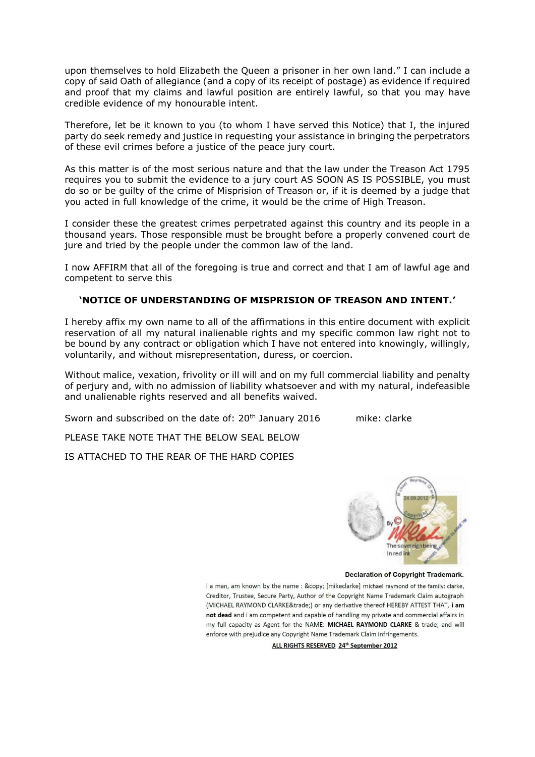upon themselves to hold Elizabeth the Queen a prisoner in her own land." I can include a copy of said Oath of allegiance (and a copy of its receipt of postage) as evidence if required and proof that my claims and lawful position are entirely lawful, so that you may have credible evidence of my honourable intent.

Therefore, let be it known to you (to whom I have served this Notice) that I, the injured party do seek remedy and justice in requesting your assistance in bringing the perpetrators of these evil crimes before a justice of the peace jury court.

As this matter is of the most serious nature and that the law under the Treason Act 1795 requires you to submit the evidence to a jury court AS SOON AS IS POSSIBLE, you must do so or be guilty of the crime of Misprision of Treason or, if it is deemed by a judge that you acted in full knowledge of the crime, it would be the crime of High Treason.

I consider these the greatest crimes perpetrated against this country and its people in a thousand years. Those responsible must be brought before a properly convened court de jure and tried by the people under the common law of the land.

I now AFFIRM that all of the foregoing is true and correct and that I am of lawful age and competent to serve this

**'NOTICE OF UNDERSTANDING OF MISPRISION OF TREASON AND INTENT.'**

I hereby affix my own name to all of the affirmations in this entire document with explicit reservation of all my natural inalienable rights and my specific common law right not to be bound by any contract or obligation which I have not entered into knowingly, willingly, voluntarily, and without misrepresentation, duress, or coercion.

Without malice, vexation, frivolity or ill will and on my full commercial liability and penalty of perjury and, with no admission of liability whatsoever and with my natural, indefeasible and unalienable rights reserved and all benefits waived.

Sworn and subscribed on the date of: 20th January 2016 mike: clarke

PLEASE TAKE NOTE THAT THE BELOW SEAL BELOW

IS ATTACHED TO THE REAR OF THE HARD COPIES

Michael Raymond Clarke

24.09.2012

Copyright

By ©

The sovereign being In red ink

MICHAEL RAYMOND CLARKE TM

**Declaration of Copyright Trademark.**

i a man, am known by the name : &copy; [mikeclarke] michael raymond of the family: clarke, Creditor, Trustee, Secure Party, Author of the Copyright Name Trademark Claim autograph (MICHAEL RAYMOND CLARKE&trade;) or any derivative thereof HEREBY ATTEST THAT, **i am not dead** and i am competent and capable of handling my private and commercial affairs in my full capacity as Agent for the NAME: **MICHAEL RAYMOND CLARKE** & trade; and will enforce with prejudice any Copyright Name Trademark Claim infringements.

**ALL RIGHTS RESERVED 24th September 2012**